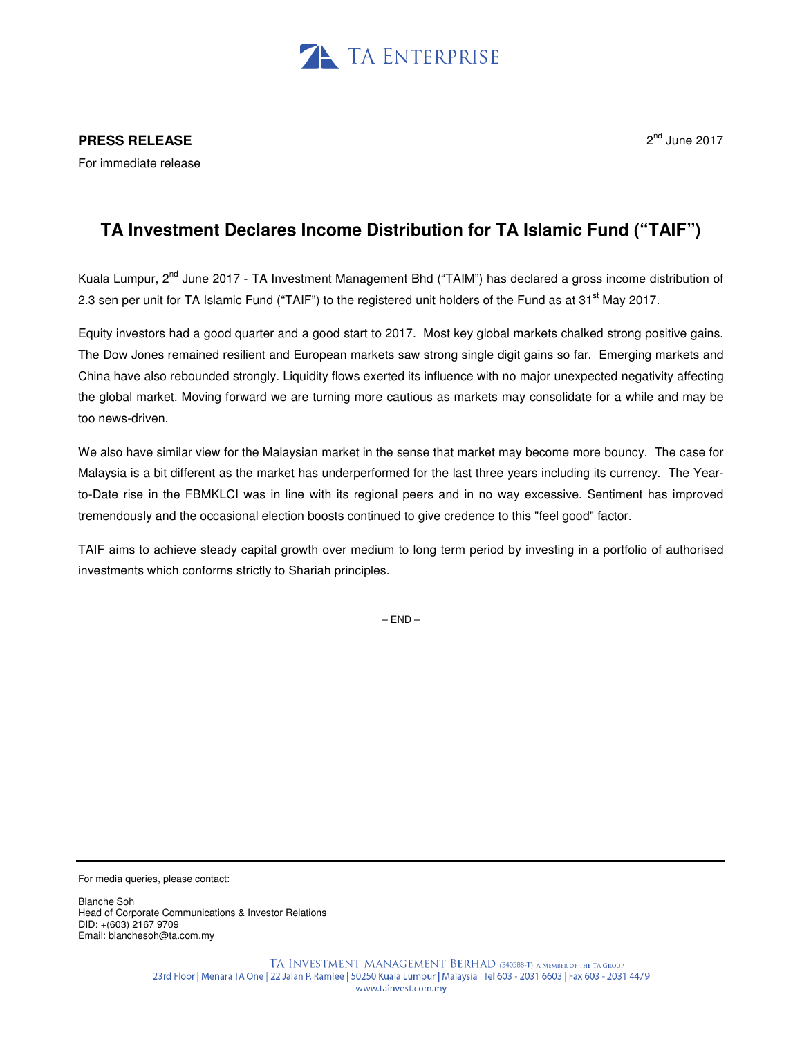TA ENTERPRISE

**PRESS RELEASE**

2nd June 2017

For immediate release

# TA Investment Declares Income Distribution for TA Islamic Fund ("TAIF")

Kuala Lumpur, 2nd June 2017 - TA Investment Management Bhd ("TAIM") has declared a gross income distribution of 2.3 sen per unit for TA Islamic Fund ("TAIF") to the registered unit holders of the Fund as at 31st May 2017.

Equity investors had a good quarter and a good start to 2017. Most key global markets chalked strong positive gains. The Dow Jones remained resilient and European markets saw strong single digit gains so far. Emerging markets and China have also rebounded strongly. Liquidity flows exerted its influence with no major unexpected negativity affecting the global market. Moving forward we are turning more cautious as markets may consolidate for a while and may be too news-driven.

We also have similar view for the Malaysian market in the sense that market may become more bouncy. The case for Malaysia is a bit different as the market has underperformed for the last three years including its currency. The Year-to-Date rise in the FBMKLCI was in line with its regional peers and in no way excessive. Sentiment has improved tremendously and the occasional election boosts continued to give credence to this "feel good" factor.

TAIF aims to achieve steady capital growth over medium to long term period by investing in a portfolio of authorised investments which conforms strictly to Shariah principles.

– END –

For media queries, please contact:

Blanche Soh
Head of Corporate Communications & Investor Relations
DID: +(603) 2167 9709
Email: blanchesoh@ta.com.my

TA INVESTMENT MANAGEMENT BERHAD (340588-T) A MEMBER OF THE TA GROUP
23rd Floor | Menara TA One | 22 Jalan P. Ramlee | 50250 Kuala Lumpur | Malaysia | Tel 603 - 2031 6603 | Fax 603 - 2031 4479
www.tainvest.com.my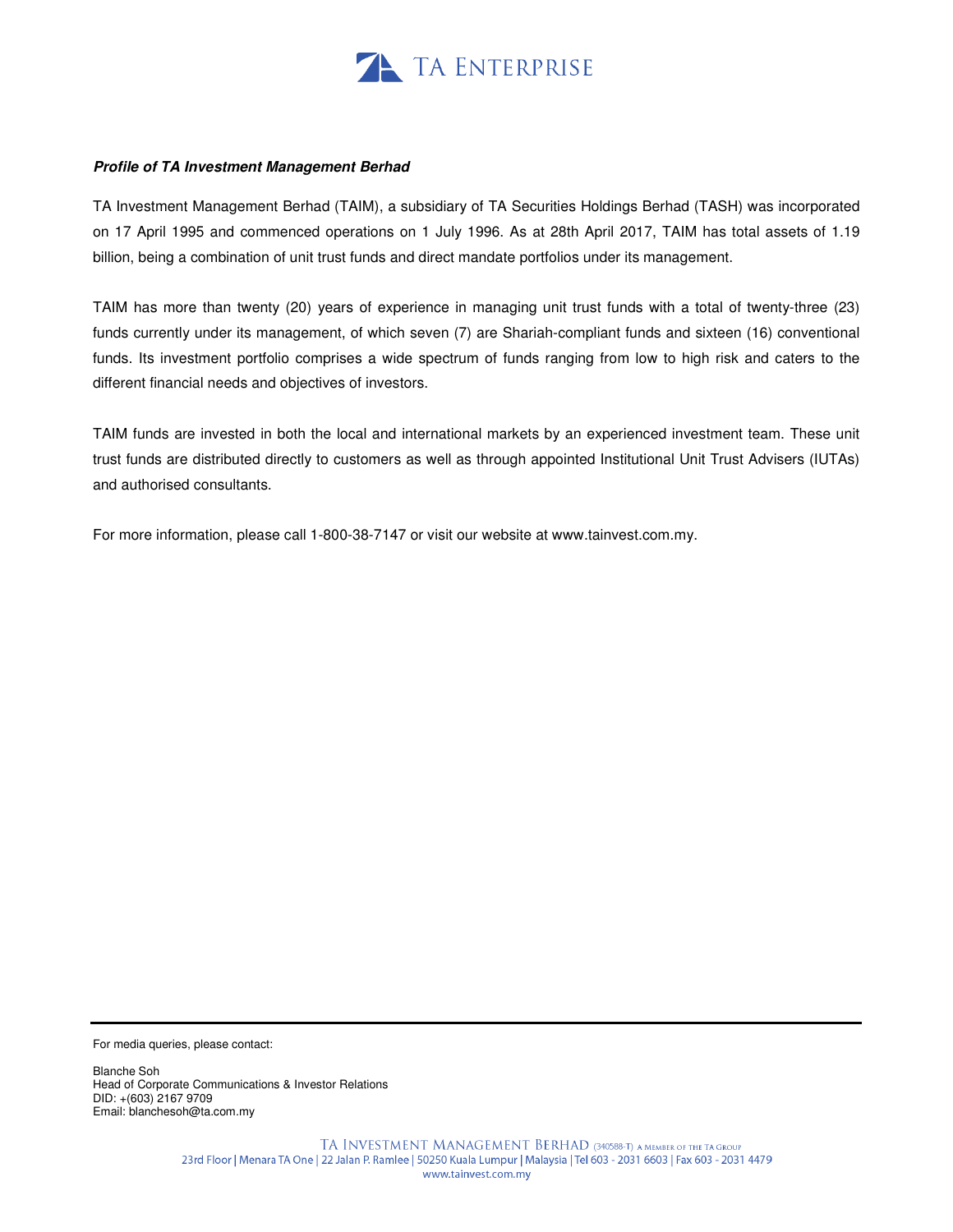***Profile of TA Investment Management Berhad***

TA Investment Management Berhad (TAIM), a subsidiary of TA Securities Holdings Berhad (TASH) was incorporated on 17 April 1995 and commenced operations on 1 July 1996. As at 28th April 2017, TAIM has total assets of 1.19 billion, being a combination of unit trust funds and direct mandate portfolios under its management.

TAIM has more than twenty (20) years of experience in managing unit trust funds with a total of twenty-three (23) funds currently under its management, of which seven (7) are Shariah-compliant funds and sixteen (16) conventional funds. Its investment portfolio comprises a wide spectrum of funds ranging from low to high risk and caters to the different financial needs and objectives of investors.

TAIM funds are invested in both the local and international markets by an experienced investment team. These unit trust funds are distributed directly to customers as well as through appointed Institutional Unit Trust Advisers (IUTAs) and authorised consultants.

For more information, please call 1-800-38-7147 or visit our website at www.tainvest.com.my.

---

For media queries, please contact:

Blanche Soh
Head of Corporate Communications & Investor Relations
DID: +(603) 2167 9709
Email: blanchesoh@ta.com.my

TA INVESTMENT MANAGEMENT BERHAD (340588-T) A MEMBER OF THE TA GROUP
23rd Floor | Menara TA One | 22 Jalan P. Ramlee | 50250 Kuala Lumpur | Malaysia | Tel 603 - 2031 6603 | Fax 603 - 2031 4479
www.tainvest.com.my